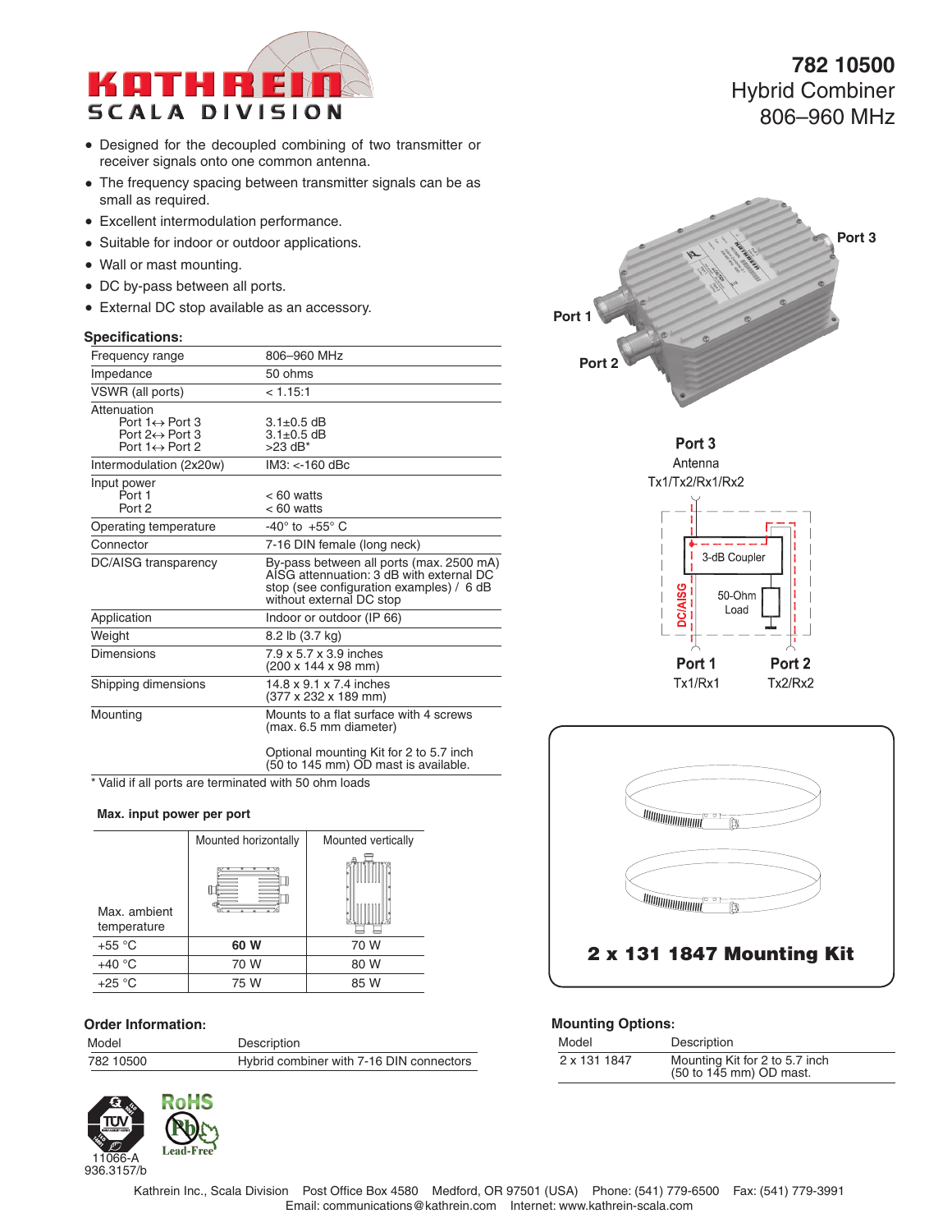# 782 10500

## Hybrid Combiner 806–960 MHz

- Designed for the decoupled combining of two transmitter or receiver signals onto one common antenna.
- The frequency spacing between transmitter signals can be as small as required.
- Excellent intermodulation performance.
- Suitable for indoor or outdoor applications.
- Wall or mast mounting.
- DC by-pass between all ports.
- External DC stop available as an accessory.

### Specifications:

| | |
|---|---|
| Frequency range | 806–960 MHz |
| Impedance | 50 ohms |
| VSWR (all ports) | < 1.15:1 |
| Attenuation<br>Port 1↔ Port 3<br>Port 2↔ Port 3<br>Port 1↔ Port 2 | <br>3.1±0.5 dB<br>3.1±0.5 dB<br>>23 dB* |
| Intermodulation (2x20w) | IM3: <-160 dBc |
| Input power<br>Port 1<br>Port 2 | <br>< 60 watts<br>< 60 watts |
| Operating temperature | -40° to +55° C |
| Connector | 7-16 DIN female (long neck) |
| DC/AISG transparency | By-pass between all ports (max. 2500 mA) AISG attennuation: 3 dB with external DC stop (see configuration examples) / 6 dB without external DC stop |
| Application | Indoor or outdoor (IP 66) |
| Weight | 8.2 lb (3.7 kg) |
| Dimensions | 7.9 x 5.7 x 3.9 inches (200 x 144 x 98 mm) |
| Shipping dimensions | 14.8 x 9.1 x 7.4 inches (377 x 232 x 189 mm) |
| Mounting | Mounts to a flat surface with 4 screws (max. 6.5 mm diameter)<br><br>Optional mounting Kit for 2 to 5.7 inch (50 to 145 mm) OD mast is available. |

* Valid if all ports are terminated with 50 ohm loads

Port 1 Port 2 Port 3

Port 3 Antenna Tx1/Tx2/Rx1/Rx2

3-dB Coupler

50-Ohm Load

DC/AISG

Port 1 Tx1/Rx1

Port 2 Tx2/Rx2

#### Max. input power per port

| Max. ambient temperature | Mounted horizontally | Mounted vertically |
|---|---|---|
| +55 °C | **60 W** | 70 W |
| +40 °C | 70 W | 80 W |
| +25 °C | 75 W | 85 W |

**2 x 131 1847 Mounting Kit**

### Order Information:

| Model | Description |
|---|---|
| 782 10500 | Hybrid combiner with 7-16 DIN connectors |

### Mounting Options:

| Model | Description |
|---|---|
| 2 x 131 1847 | Mounting Kit for 2 to 5.7 inch (50 to 145 mm) OD mast. |

RoHS Lead-Free

11066-A

936.3157/b

Kathrein Inc., Scala Division Post Office Box 4580 Medford, OR 97501 (USA) Phone: (541) 779-6500 Fax: (541) 779-3991
Email: communications@kathrein.com Internet: www.kathrein-scala.com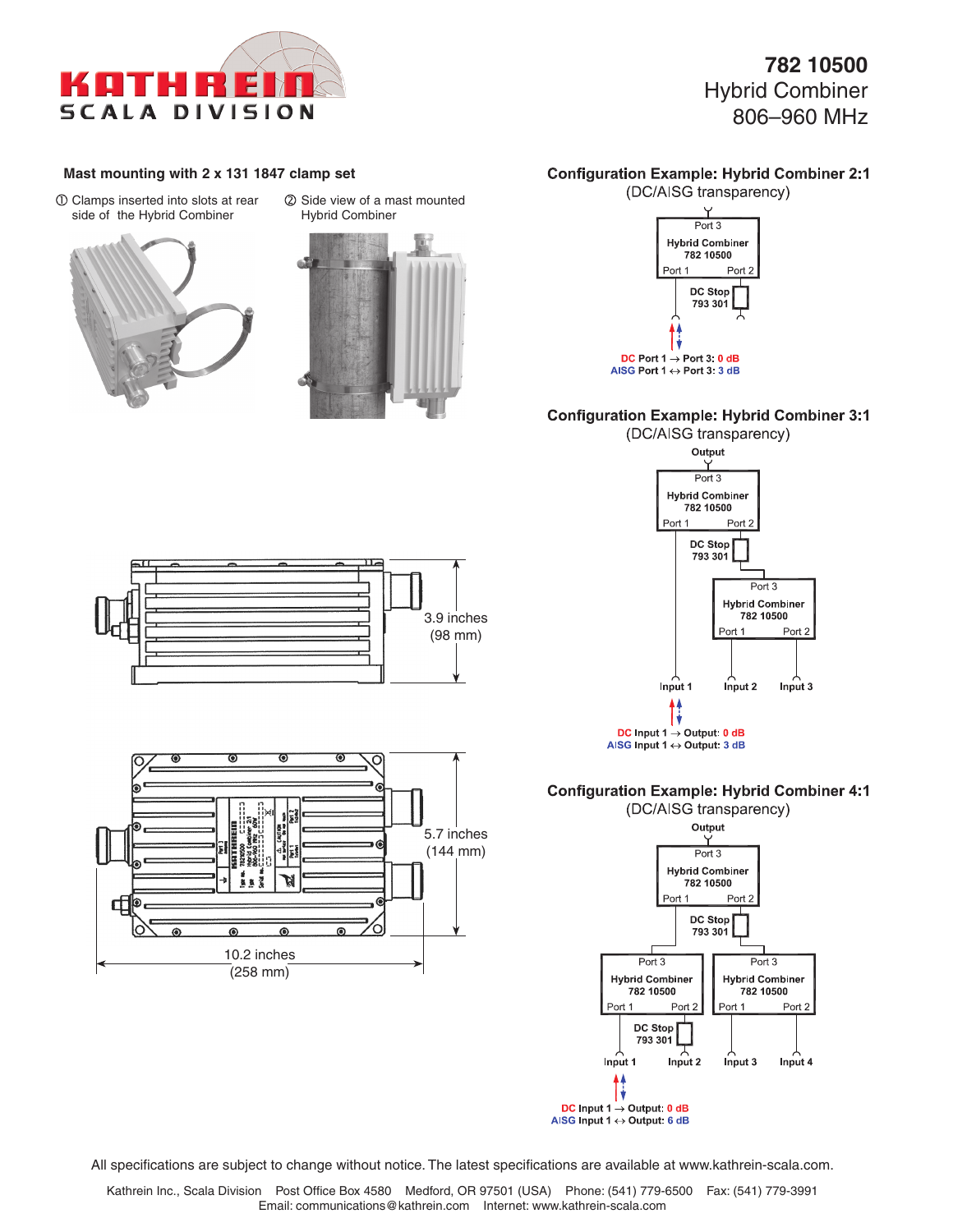**782 10500**
Hybrid Combiner
806–960 MHz

**Mast mounting with 2 x 131 1847 clamp set**

① Clamps inserted into slots at rear side of the Hybrid Combiner

② Side view of a mast mounted Hybrid Combiner

3.9 inches (98 mm)

5.7 inches (144 mm)

10.2 inches (258 mm)

**Configuration Example: Hybrid Combiner 2:1**
(DC/AISG transparency)

Port 3
Hybrid Combiner 782 10500
Port 1
Port 2
DC Stop 793 301

DC Port 1 → Port 3: 0 dB
AISG Port 1 ↔ Port 3: 3 dB

**Configuration Example: Hybrid Combiner 3:1**
(DC/AISG transparency)

Output
Port 3
Hybrid Combiner 782 10500
Port 1
Port 2
DC Stop 793 301
Port 3
Hybrid Combiner 782 10500
Port 1
Port 2
Input 1
Input 2
Input 3

DC Input 1 → Output: 0 dB
AISG Input 1 ↔ Output: 3 dB

**Configuration Example: Hybrid Combiner 4:1**
(DC/AISG transparency)

Output
Port 3
Hybrid Combiner 782 10500
Port 1
Port 2
DC Stop 793 301
Port 3
Hybrid Combiner 782 10500
Port 1
Port 2
Port 3
Hybrid Combiner 782 10500
Port 1
Port 2
DC Stop 793 301
Input 1
Input 2
Input 3
Input 4

DC Input 1 → Output: 0 dB
AISG Input 1 ↔ Output: 6 dB

All specifications are subject to change without notice. The latest specifications are available at www.kathrein-scala.com.

Kathrein Inc., Scala Division Post Office Box 4580 Medford, OR 97501 (USA) Phone: (541) 779-6500 Fax: (541) 779-3991
Email: communications@kathrein.com Internet: www.kathrein-scala.com